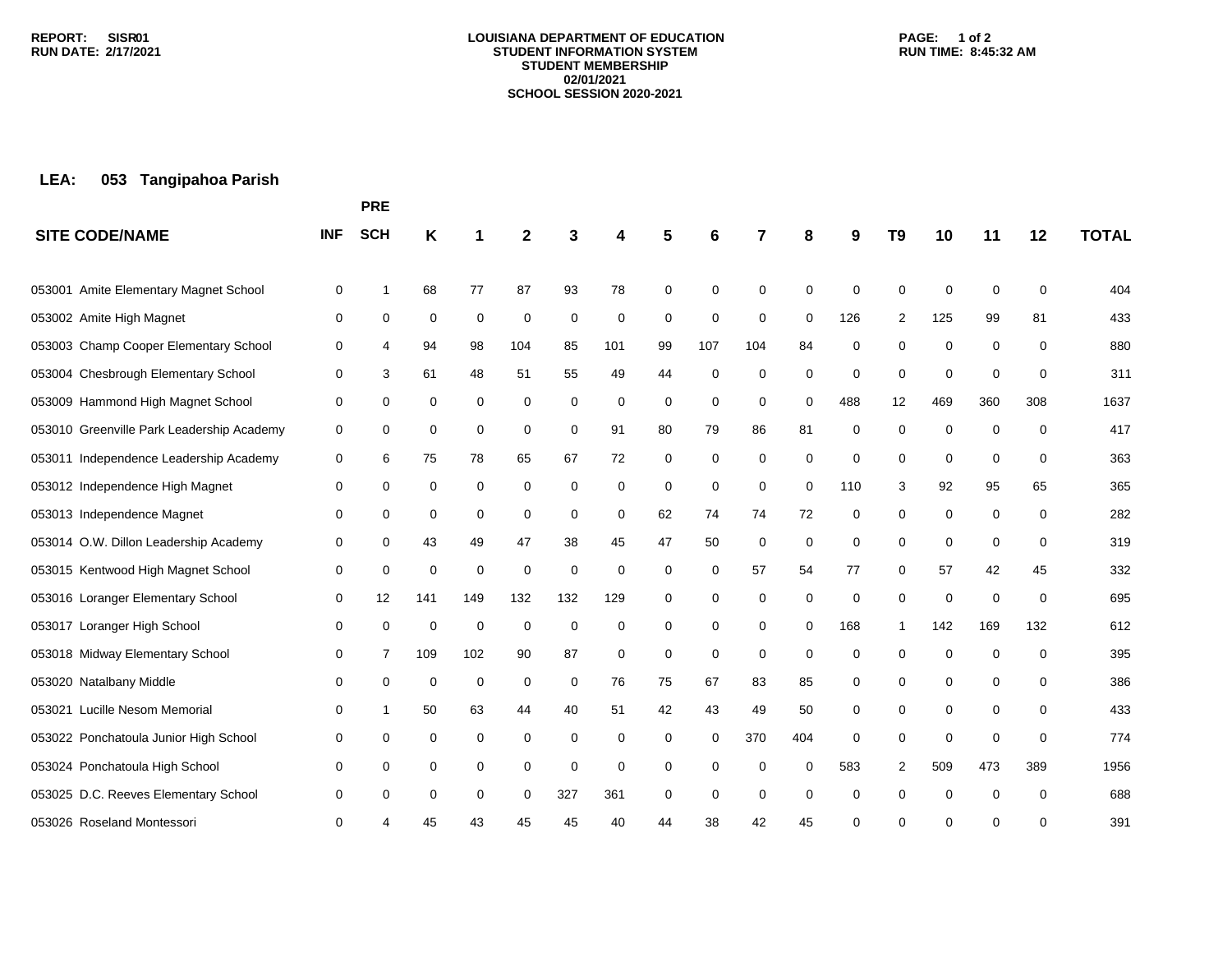# LOUISIANA DEPARTMENT OF EDUCATION
## STUDENT INFORMATION SYSTEM
## STUDENT MEMBERSHIP
## 02/01/2021
## SCHOOL SESSION 2020-2021

REPORT: SISR01
RUN DATE: 2/17/2021
RUN TIME: 8:45:32 AM

**LEA: 053 Tangipahoa Parish**

| SITE CODE/NAME | INF | PRE SCH | K | 1 | 2 | 3 | 4 | 5 | 6 | 7 | 8 | 9 | T9 | 10 | 11 | 12 | TOTAL |
|---|---|---|---|---|---|---|---|---|---|---|---|---|---|---|---|---|---|
| 053001 Amite Elementary Magnet School | 0 | 1 | 68 | 77 | 87 | 93 | 78 | 0 | 0 | 0 | 0 | 0 | 0 | 0 | 0 | 0 | 404 |
| 053002 Amite High Magnet | 0 | 0 | 0 | 0 | 0 | 0 | 0 | 0 | 0 | 0 | 0 | 126 | 2 | 125 | 99 | 81 | 433 |
| 053003 Champ Cooper Elementary School | 0 | 4 | 94 | 98 | 104 | 85 | 101 | 99 | 107 | 104 | 84 | 0 | 0 | 0 | 0 | 0 | 880 |
| 053004 Chesbrough Elementary School | 0 | 3 | 61 | 48 | 51 | 55 | 49 | 44 | 0 | 0 | 0 | 0 | 0 | 0 | 0 | 0 | 311 |
| 053009 Hammond High Magnet School | 0 | 0 | 0 | 0 | 0 | 0 | 0 | 0 | 0 | 0 | 0 | 488 | 12 | 469 | 360 | 308 | 1637 |
| 053010 Greenville Park Leadership Academy | 0 | 0 | 0 | 0 | 0 | 0 | 91 | 80 | 79 | 86 | 81 | 0 | 0 | 0 | 0 | 0 | 417 |
| 053011 Independence Leadership Academy | 0 | 6 | 75 | 78 | 65 | 67 | 72 | 0 | 0 | 0 | 0 | 0 | 0 | 0 | 0 | 0 | 363 |
| 053012 Independence High Magnet | 0 | 0 | 0 | 0 | 0 | 0 | 0 | 0 | 0 | 0 | 0 | 110 | 3 | 92 | 95 | 65 | 365 |
| 053013 Independence Magnet | 0 | 0 | 0 | 0 | 0 | 0 | 0 | 62 | 74 | 74 | 72 | 0 | 0 | 0 | 0 | 0 | 282 |
| 053014 O.W. Dillon Leadership Academy | 0 | 0 | 43 | 49 | 47 | 38 | 45 | 47 | 50 | 0 | 0 | 0 | 0 | 0 | 0 | 0 | 319 |
| 053015 Kentwood High Magnet School | 0 | 0 | 0 | 0 | 0 | 0 | 0 | 0 | 0 | 57 | 54 | 77 | 0 | 57 | 42 | 45 | 332 |
| 053016 Loranger Elementary School | 0 | 12 | 141 | 149 | 132 | 132 | 129 | 0 | 0 | 0 | 0 | 0 | 0 | 0 | 0 | 0 | 695 |
| 053017 Loranger High School | 0 | 0 | 0 | 0 | 0 | 0 | 0 | 0 | 0 | 0 | 0 | 168 | 1 | 142 | 169 | 132 | 612 |
| 053018 Midway Elementary School | 0 | 7 | 109 | 102 | 90 | 87 | 0 | 0 | 0 | 0 | 0 | 0 | 0 | 0 | 0 | 0 | 395 |
| 053020 Natalbany Middle | 0 | 0 | 0 | 0 | 0 | 0 | 76 | 75 | 67 | 83 | 85 | 0 | 0 | 0 | 0 | 0 | 386 |
| 053021 Lucille Nesom Memorial | 0 | 1 | 50 | 63 | 44 | 40 | 51 | 42 | 43 | 49 | 50 | 0 | 0 | 0 | 0 | 0 | 433 |
| 053022 Ponchatoula Junior High School | 0 | 0 | 0 | 0 | 0 | 0 | 0 | 0 | 0 | 370 | 404 | 0 | 0 | 0 | 0 | 0 | 774 |
| 053024 Ponchatoula High School | 0 | 0 | 0 | 0 | 0 | 0 | 0 | 0 | 0 | 0 | 0 | 583 | 2 | 509 | 473 | 389 | 1956 |
| 053025 D.C. Reeves Elementary School | 0 | 0 | 0 | 0 | 0 | 327 | 361 | 0 | 0 | 0 | 0 | 0 | 0 | 0 | 0 | 0 | 688 |
| 053026 Roseland Montessori | 0 | 4 | 45 | 43 | 45 | 45 | 40 | 44 | 38 | 42 | 45 | 0 | 0 | 0 | 0 | 0 | 391 |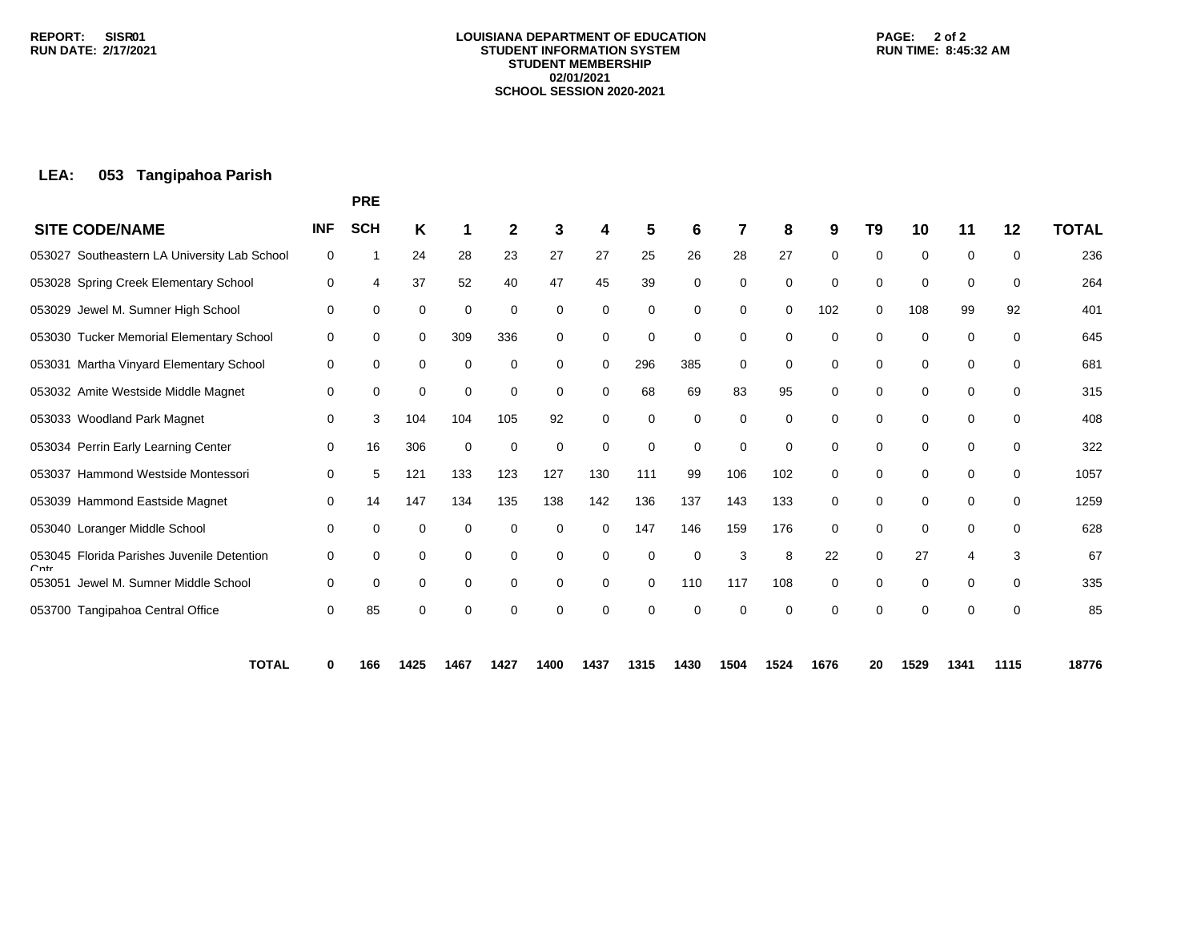**REPORT: SISR01**
**RUN DATE: 2/17/2021**

**LOUISIANA DEPARTMENT OF EDUCATION**
**STUDENT INFORMATION SYSTEM**
**STUDENT MEMBERSHIP**
**02/01/2021**
**SCHOOL SESSION 2020-2021**

**RUN TIME: 8:45:32 AM**

**LEA: 053 Tangipahoa Parish**

| SITE CODE/NAME | INF | PRE SCH | K | 1 | 2 | 3 | 4 | 5 | 6 | 7 | 8 | 9 | T9 | 10 | 11 | 12 | TOTAL |
|---|---|---|---|---|---|---|---|---|---|---|---|---|---|---|---|---|---|
| 053027 Southeastern LA University Lab School | 0 | 1 | 24 | 28 | 23 | 27 | 27 | 25 | 26 | 28 | 27 | 0 | 0 | 0 | 0 | 0 | 236 |
| 053028 Spring Creek Elementary School | 0 | 4 | 37 | 52 | 40 | 47 | 45 | 39 | 0 | 0 | 0 | 0 | 0 | 0 | 0 | 0 | 264 |
| 053029 Jewel M. Sumner High School | 0 | 0 | 0 | 0 | 0 | 0 | 0 | 0 | 0 | 0 | 0 | 102 | 0 | 108 | 99 | 92 | 401 |
| 053030 Tucker Memorial Elementary School | 0 | 0 | 0 | 309 | 336 | 0 | 0 | 0 | 0 | 0 | 0 | 0 | 0 | 0 | 0 | 0 | 645 |
| 053031 Martha Vinyard Elementary School | 0 | 0 | 0 | 0 | 0 | 0 | 0 | 296 | 385 | 0 | 0 | 0 | 0 | 0 | 0 | 0 | 681 |
| 053032 Amite Westside Middle Magnet | 0 | 0 | 0 | 0 | 0 | 0 | 0 | 68 | 69 | 83 | 95 | 0 | 0 | 0 | 0 | 0 | 315 |
| 053033 Woodland Park Magnet | 0 | 3 | 104 | 104 | 105 | 92 | 0 | 0 | 0 | 0 | 0 | 0 | 0 | 0 | 0 | 0 | 408 |
| 053034 Perrin Early Learning Center | 0 | 16 | 306 | 0 | 0 | 0 | 0 | 0 | 0 | 0 | 0 | 0 | 0 | 0 | 0 | 0 | 322 |
| 053037 Hammond Westside Montessori | 0 | 5 | 121 | 133 | 123 | 127 | 130 | 111 | 99 | 106 | 102 | 0 | 0 | 0 | 0 | 0 | 1057 |
| 053039 Hammond Eastside Magnet | 0 | 14 | 147 | 134 | 135 | 138 | 142 | 136 | 137 | 143 | 133 | 0 | 0 | 0 | 0 | 0 | 1259 |
| 053040 Loranger Middle School | 0 | 0 | 0 | 0 | 0 | 0 | 0 | 147 | 146 | 159 | 176 | 0 | 0 | 0 | 0 | 0 | 628 |
| 053045 Florida Parishes Juvenile Detention Cntr | 0 | 0 | 0 | 0 | 0 | 0 | 0 | 0 | 0 | 3 | 8 | 22 | 0 | 27 | 4 | 3 | 67 |
| 053051 Jewel M. Sumner Middle School | 0 | 0 | 0 | 0 | 0 | 0 | 0 | 0 | 110 | 117 | 108 | 0 | 0 | 0 | 0 | 0 | 335 |
| 053700 Tangipahoa Central Office | 0 | 85 | 0 | 0 | 0 | 0 | 0 | 0 | 0 | 0 | 0 | 0 | 0 | 0 | 0 | 0 | 85 |
| **TOTAL** | **0** | **166** | **1425** | **1467** | **1427** | **1400** | **1437** | **1315** | **1430** | **1504** | **1524** | **1676** | **20** | **1529** | **1341** | **1115** | **18776** |